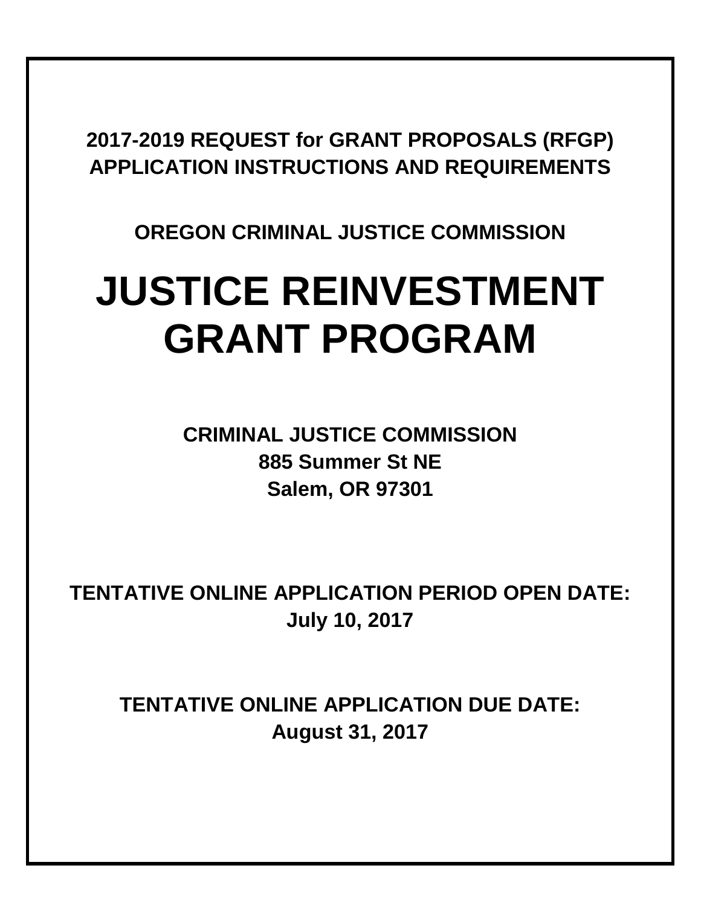**2017-2019 REQUEST for GRANT PROPOSALS (RFGP)**
**APPLICATION INSTRUCTIONS AND REQUIREMENTS**

**OREGON CRIMINAL JUSTICE COMMISSION**

# JUSTICE REINVESTMENT GRANT PROGRAM

**CRIMINAL JUSTICE COMMISSION**
**885 Summer St NE**
**Salem, OR 97301**

**TENTATIVE ONLINE APPLICATION PERIOD OPEN DATE:**
**July 10, 2017**

**TENTATIVE ONLINE APPLICATION DUE DATE:**
**August 31, 2017**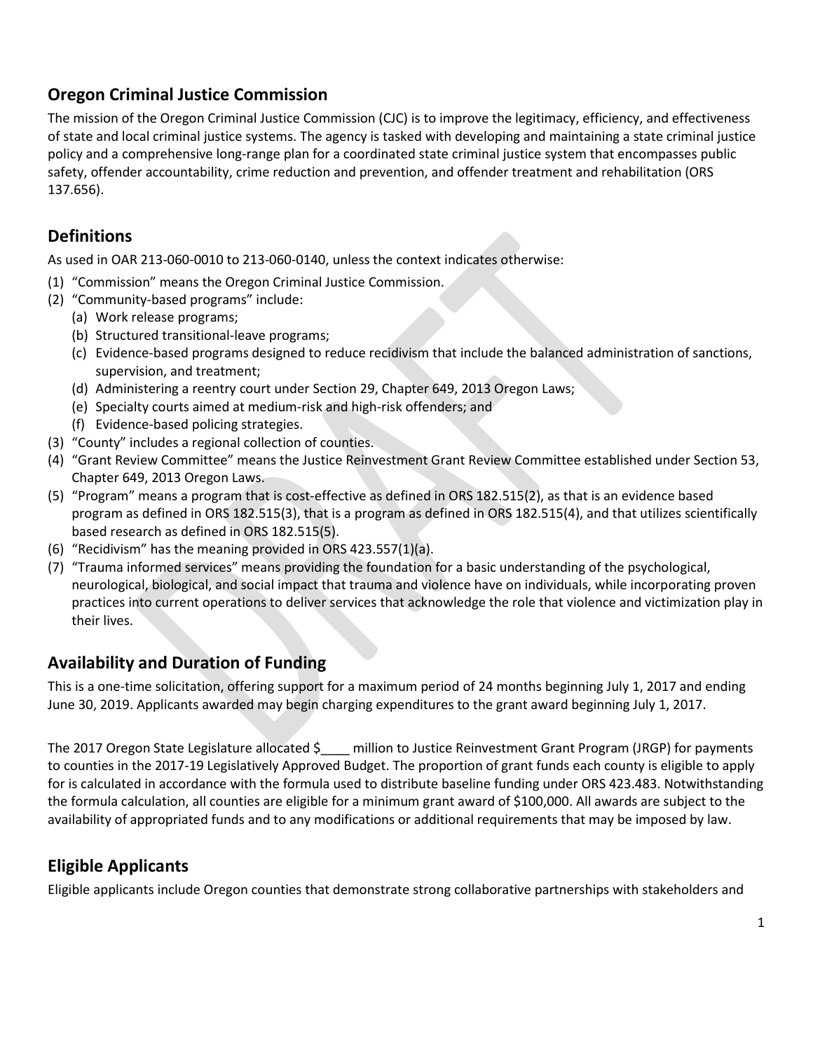## Oregon Criminal Justice Commission

The mission of the Oregon Criminal Justice Commission (CJC) is to improve the legitimacy, efficiency, and effectiveness of state and local criminal justice systems. The agency is tasked with developing and maintaining a state criminal justice policy and a comprehensive long-range plan for a coordinated state criminal justice system that encompasses public safety, offender accountability, crime reduction and prevention, and offender treatment and rehabilitation (ORS 137.656).

## Definitions

As used in OAR 213-060-0010 to 213-060-0140, unless the context indicates otherwise:

(1) "Commission" means the Oregon Criminal Justice Commission.
(2) "Community-based programs" include:
   (a) Work release programs;
   (b) Structured transitional-leave programs;
   (c) Evidence-based programs designed to reduce recidivism that include the balanced administration of sanctions, supervision, and treatment;
   (d) Administering a reentry court under Section 29, Chapter 649, 2013 Oregon Laws;
   (e) Specialty courts aimed at medium-risk and high-risk offenders; and
   (f) Evidence-based policing strategies.
(3) "County" includes a regional collection of counties.
(4) "Grant Review Committee" means the Justice Reinvestment Grant Review Committee established under Section 53, Chapter 649, 2013 Oregon Laws.
(5) "Program" means a program that is cost-effective as defined in ORS 182.515(2), as that is an evidence based program as defined in ORS 182.515(3), that is a program as defined in ORS 182.515(4), and that utilizes scientifically based research as defined in ORS 182.515(5).
(6) "Recidivism" has the meaning provided in ORS 423.557(1)(a).
(7) "Trauma informed services" means providing the foundation for a basic understanding of the psychological, neurological, biological, and social impact that trauma and violence have on individuals, while incorporating proven practices into current operations to deliver services that acknowledge the role that violence and victimization play in their lives.

## Availability and Duration of Funding

This is a one-time solicitation, offering support for a maximum period of 24 months beginning July 1, 2017 and ending June 30, 2019. Applicants awarded may begin charging expenditures to the grant award beginning July 1, 2017.

The 2017 Oregon State Legislature allocated $____ million to Justice Reinvestment Grant Program (JRGP) for payments to counties in the 2017-19 Legislatively Approved Budget. The proportion of grant funds each county is eligible to apply for is calculated in accordance with the formula used to distribute baseline funding under ORS 423.483. Notwithstanding the formula calculation, all counties are eligible for a minimum grant award of $100,000. All awards are subject to the availability of appropriated funds and to any modifications or additional requirements that may be imposed by law.

## Eligible Applicants

Eligible applicants include Oregon counties that demonstrate strong collaborative partnerships with stakeholders and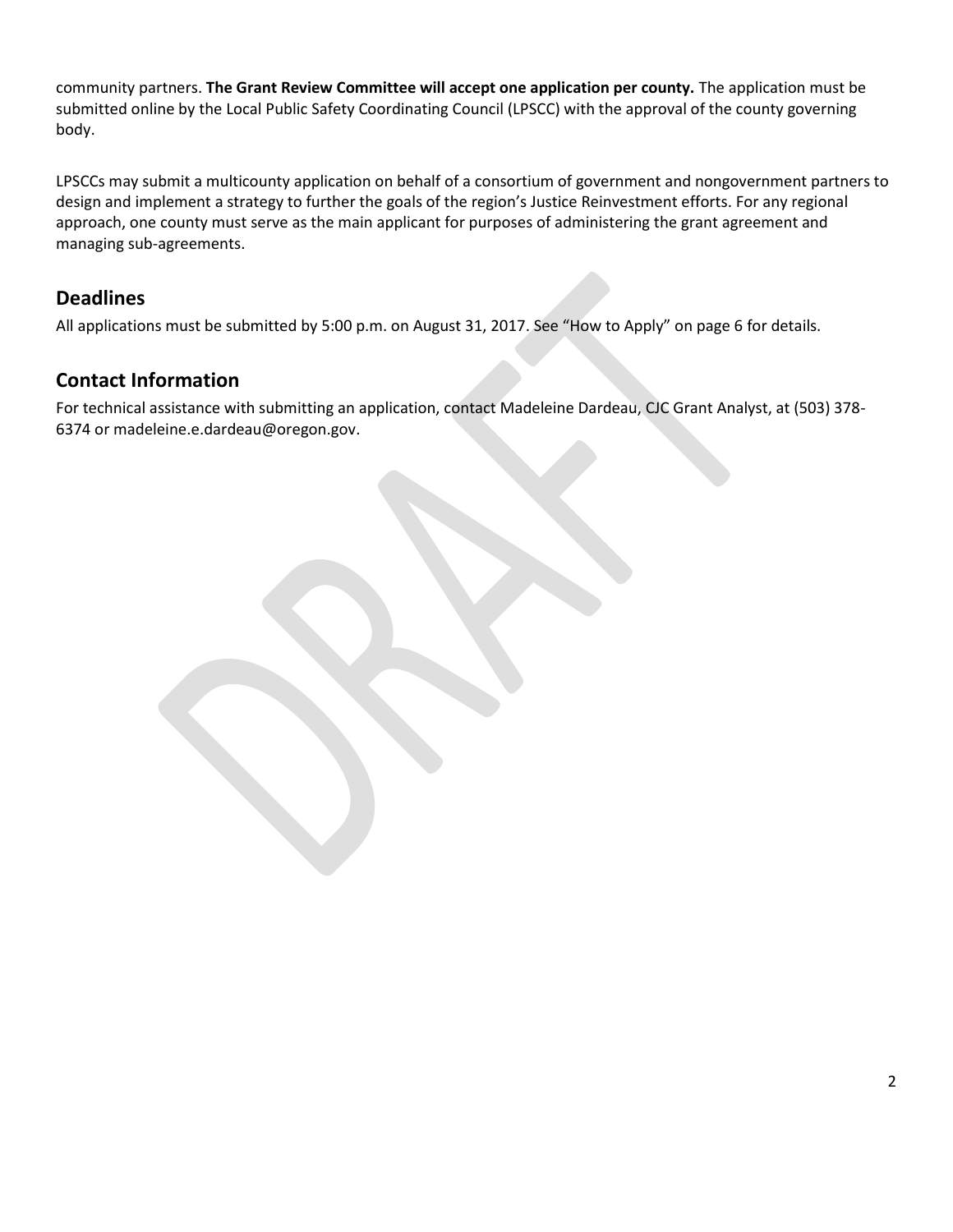community partners. **The Grant Review Committee will accept one application per county.** The application must be submitted online by the Local Public Safety Coordinating Council (LPSCC) with the approval of the county governing body.

LPSCCs may submit a multicounty application on behalf of a consortium of government and nongovernment partners to design and implement a strategy to further the goals of the region's Justice Reinvestment efforts. For any regional approach, one county must serve as the main applicant for purposes of administering the grant agreement and managing sub-agreements.

## Deadlines

All applications must be submitted by 5:00 p.m. on August 31, 2017. See "How to Apply" on page 6 for details.

## Contact Information

For technical assistance with submitting an application, contact Madeleine Dardeau, CJC Grant Analyst, at (503) 378-6374 or madeleine.e.dardeau@oregon.gov.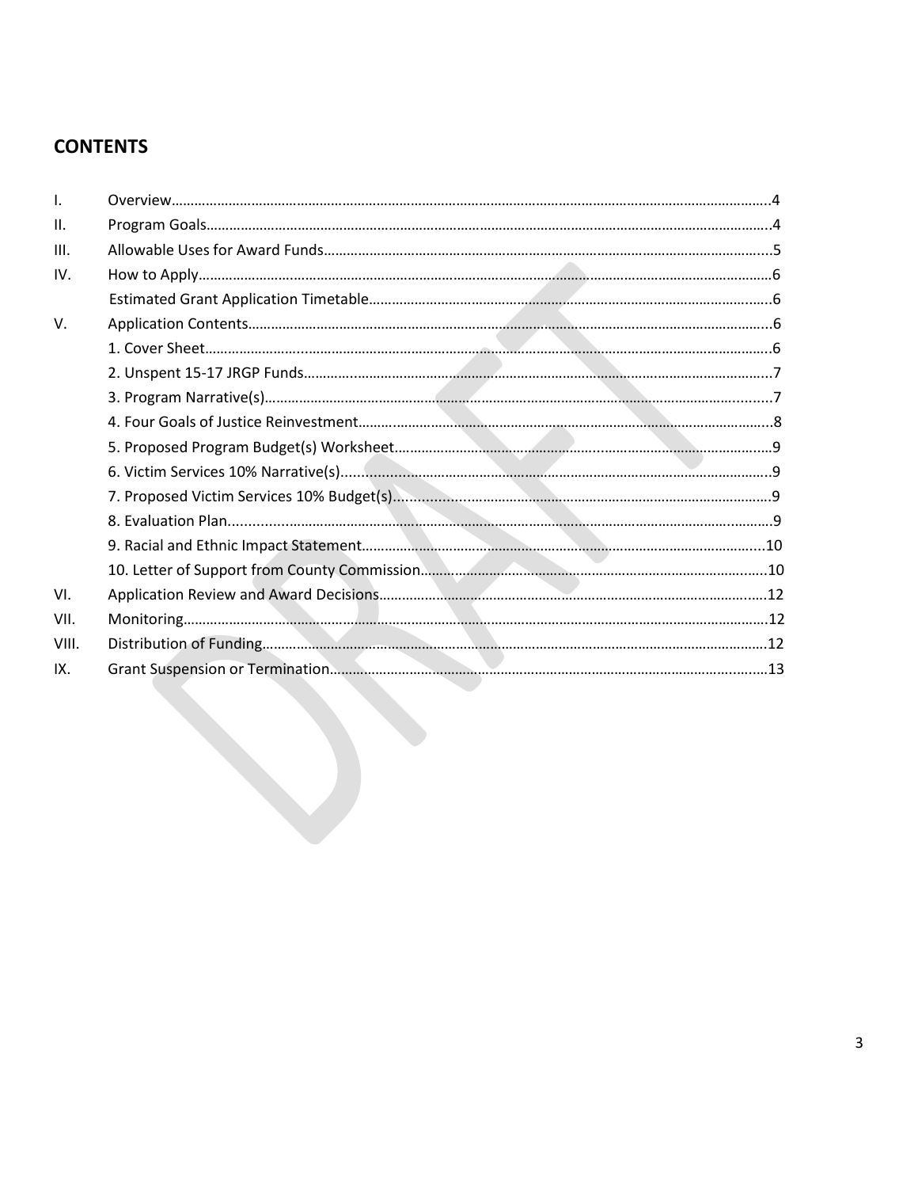## CONTENTS

| | | |
|---|---|---|
| I. | Overview | 4 |
| II. | Program Goals | 4 |
| III. | Allowable Uses for Award Funds | 5 |
| IV. | How to Apply | 6 |
| | Estimated Grant Application Timetable | 6 |
| V. | Application Contents | 6 |
| | 1. Cover Sheet | 6 |
| | 2. Unspent 15-17 JRGP Funds | 7 |
| | 3. Program Narrative(s) | 7 |
| | 4. Four Goals of Justice Reinvestment | 8 |
| | 5. Proposed Program Budget(s) Worksheet | 9 |
| | 6. Victim Services 10% Narrative(s) | 9 |
| | 7. Proposed Victim Services 10% Budget(s) | 9 |
| | 8. Evaluation Plan | 9 |
| | 9. Racial and Ethnic Impact Statement | 10 |
| | 10. Letter of Support from County Commission | 10 |
| VI. | Application Review and Award Decisions | 12 |
| VII. | Monitoring | 12 |
| VIII. | Distribution of Funding | 12 |
| IX. | Grant Suspension or Termination | 13 |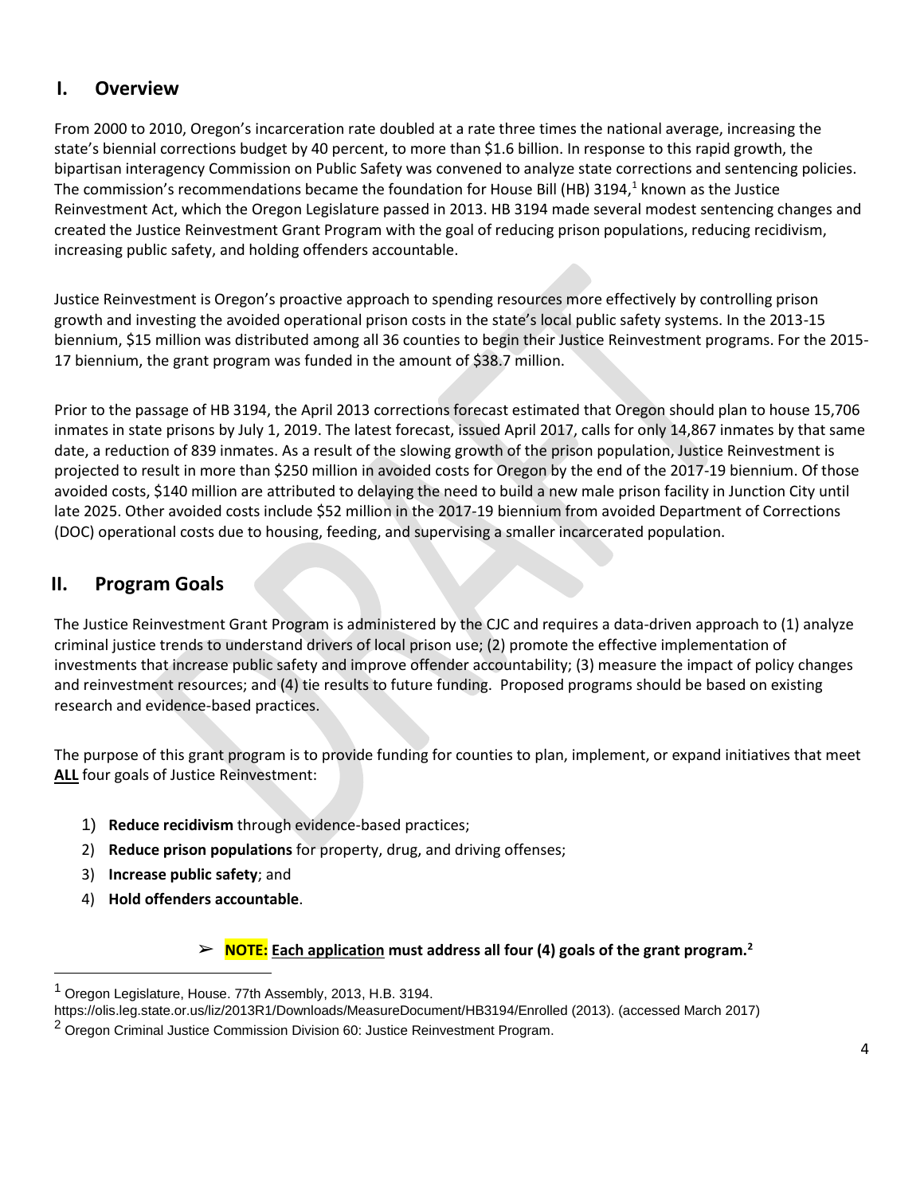## I. Overview

From 2000 to 2010, Oregon's incarceration rate doubled at a rate three times the national average, increasing the state's biennial corrections budget by 40 percent, to more than $1.6 billion. In response to this rapid growth, the bipartisan interagency Commission on Public Safety was convened to analyze state corrections and sentencing policies. The commission's recommendations became the foundation for House Bill (HB) 3194,[1] known as the Justice Reinvestment Act, which the Oregon Legislature passed in 2013. HB 3194 made several modest sentencing changes and created the Justice Reinvestment Grant Program with the goal of reducing prison populations, reducing recidivism, increasing public safety, and holding offenders accountable.

Justice Reinvestment is Oregon's proactive approach to spending resources more effectively by controlling prison growth and investing the avoided operational prison costs in the state's local public safety systems. In the 2013-15 biennium, $15 million was distributed among all 36 counties to begin their Justice Reinvestment programs. For the 2015-17 biennium, the grant program was funded in the amount of $38.7 million.

Prior to the passage of HB 3194, the April 2013 corrections forecast estimated that Oregon should plan to house 15,706 inmates in state prisons by July 1, 2019. The latest forecast, issued April 2017, calls for only 14,867 inmates by that same date, a reduction of 839 inmates. As a result of the slowing growth of the prison population, Justice Reinvestment is projected to result in more than $250 million in avoided costs for Oregon by the end of the 2017-19 biennium. Of those avoided costs, $140 million are attributed to delaying the need to build a new male prison facility in Junction City until late 2025. Other avoided costs include $52 million in the 2017-19 biennium from avoided Department of Corrections (DOC) operational costs due to housing, feeding, and supervising a smaller incarcerated population.

## II. Program Goals

The Justice Reinvestment Grant Program is administered by the CJC and requires a data-driven approach to (1) analyze criminal justice trends to understand drivers of local prison use; (2) promote the effective implementation of investments that increase public safety and improve offender accountability; (3) measure the impact of policy changes and reinvestment resources; and (4) tie results to future funding. Proposed programs should be based on existing research and evidence-based practices.

The purpose of this grant program is to provide funding for counties to plan, implement, or expand initiatives that meet **ALL** four goals of Justice Reinvestment:

1) **Reduce recidivism** through evidence-based practices;
2) **Reduce prison populations** for property, drug, and driving offenses;
3) **Increase public safety**; and
4) **Hold offenders accountable**.

➢ **NOTE: Each application must address all four (4) goals of the grant program.**[2]

---

[1] Oregon Legislature, House. 77th Assembly, 2013, H.B. 3194. https://olis.leg.state.or.us/liz/2013R1/Downloads/MeasureDocument/HB3194/Enrolled (2013). (accessed March 2017)

[2] Oregon Criminal Justice Commission Division 60: Justice Reinvestment Program.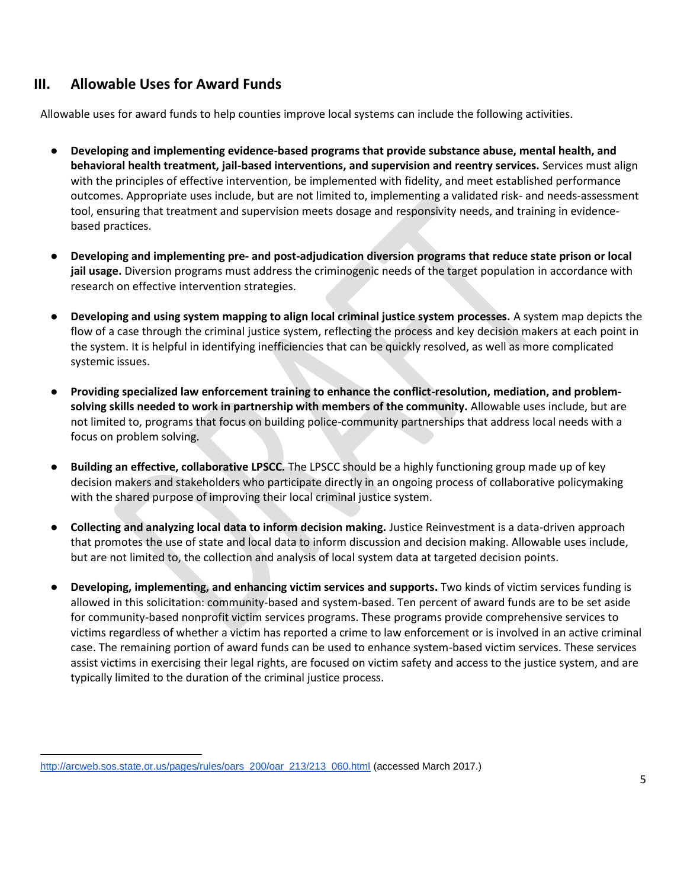## III. Allowable Uses for Award Funds

Allowable uses for award funds to help counties improve local systems can include the following activities.

- **Developing and implementing evidence-based programs that provide substance abuse, mental health, and behavioral health treatment, jail-based interventions, and supervision and reentry services.** Services must align with the principles of effective intervention, be implemented with fidelity, and meet established performance outcomes. Appropriate uses include, but are not limited to, implementing a validated risk- and needs-assessment tool, ensuring that treatment and supervision meets dosage and responsivity needs, and training in evidence-based practices.

- **Developing and implementing pre- and post-adjudication diversion programs that reduce state prison or local jail usage.** Diversion programs must address the criminogenic needs of the target population in accordance with research on effective intervention strategies.

- **Developing and using system mapping to align local criminal justice system processes.** A system map depicts the flow of a case through the criminal justice system, reflecting the process and key decision makers at each point in the system. It is helpful in identifying inefficiencies that can be quickly resolved, as well as more complicated systemic issues.

- **Providing specialized law enforcement training to enhance the conflict-resolution, mediation, and problem-solving skills needed to work in partnership with members of the community.** Allowable uses include, but are not limited to, programs that focus on building police-community partnerships that address local needs with a focus on problem solving.

- **Building an effective, collaborative LPSCC.** The LPSCC should be a highly functioning group made up of key decision makers and stakeholders who participate directly in an ongoing process of collaborative policymaking with the shared purpose of improving their local criminal justice system.

- **Collecting and analyzing local data to inform decision making.** Justice Reinvestment is a data-driven approach that promotes the use of state and local data to inform discussion and decision making. Allowable uses include, but are not limited to, the collection and analysis of local system data at targeted decision points.

- **Developing, implementing, and enhancing victim services and supports.** Two kinds of victim services funding is allowed in this solicitation: community-based and system-based. Ten percent of award funds are to be set aside for community-based nonprofit victim services programs. These programs provide comprehensive services to victims regardless of whether a victim has reported a crime to law enforcement or is involved in an active criminal case. The remaining portion of award funds can be used to enhance system-based victim services. These services assist victims in exercising their legal rights, are focused on victim safety and access to the justice system, and are typically limited to the duration of the criminal justice process.

---

http://arcweb.sos.state.or.us/pages/rules/oars_200/oar_213/213_060.html (accessed March 2017.)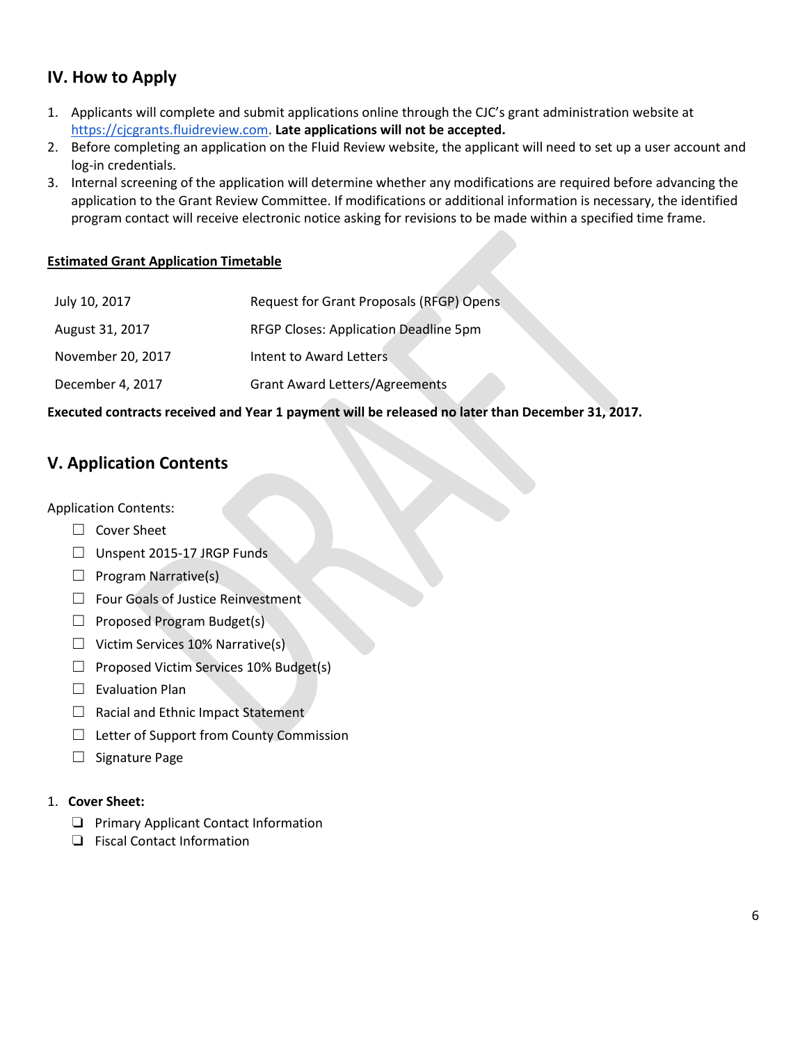## IV. How to Apply

1. Applicants will complete and submit applications online through the CJC's grant administration website at https://cjcgrants.fluidreview.com. **Late applications will not be accepted.**
2. Before completing an application on the Fluid Review website, the applicant will need to set up a user account and log-in credentials.
3. Internal screening of the application will determine whether any modifications are required before advancing the application to the Grant Review Committee. If modifications or additional information is necessary, the identified program contact will receive electronic notice asking for revisions to be made within a specified time frame.

**Estimated Grant Application Timetable**

| | |
|---|---|
| July 10, 2017 | Request for Grant Proposals (RFGP) Opens |
| August 31, 2017 | RFGP Closes: Application Deadline 5pm |
| November 20, 2017 | Intent to Award Letters |
| December 4, 2017 | Grant Award Letters/Agreements |

**Executed contracts received and Year 1 payment will be released no later than December 31, 2017.**

## V. Application Contents

Application Contents:

- ☐ Cover Sheet
- ☐ Unspent 2015-17 JRGP Funds
- ☐ Program Narrative(s)
- ☐ Four Goals of Justice Reinvestment
- ☐ Proposed Program Budget(s)
- ☐ Victim Services 10% Narrative(s)
- ☐ Proposed Victim Services 10% Budget(s)
- ☐ Evaluation Plan
- ☐ Racial and Ethnic Impact Statement
- ☐ Letter of Support from County Commission
- ☐ Signature Page

1. **Cover Sheet:**
   - ❑ Primary Applicant Contact Information
   - ❑ Fiscal Contact Information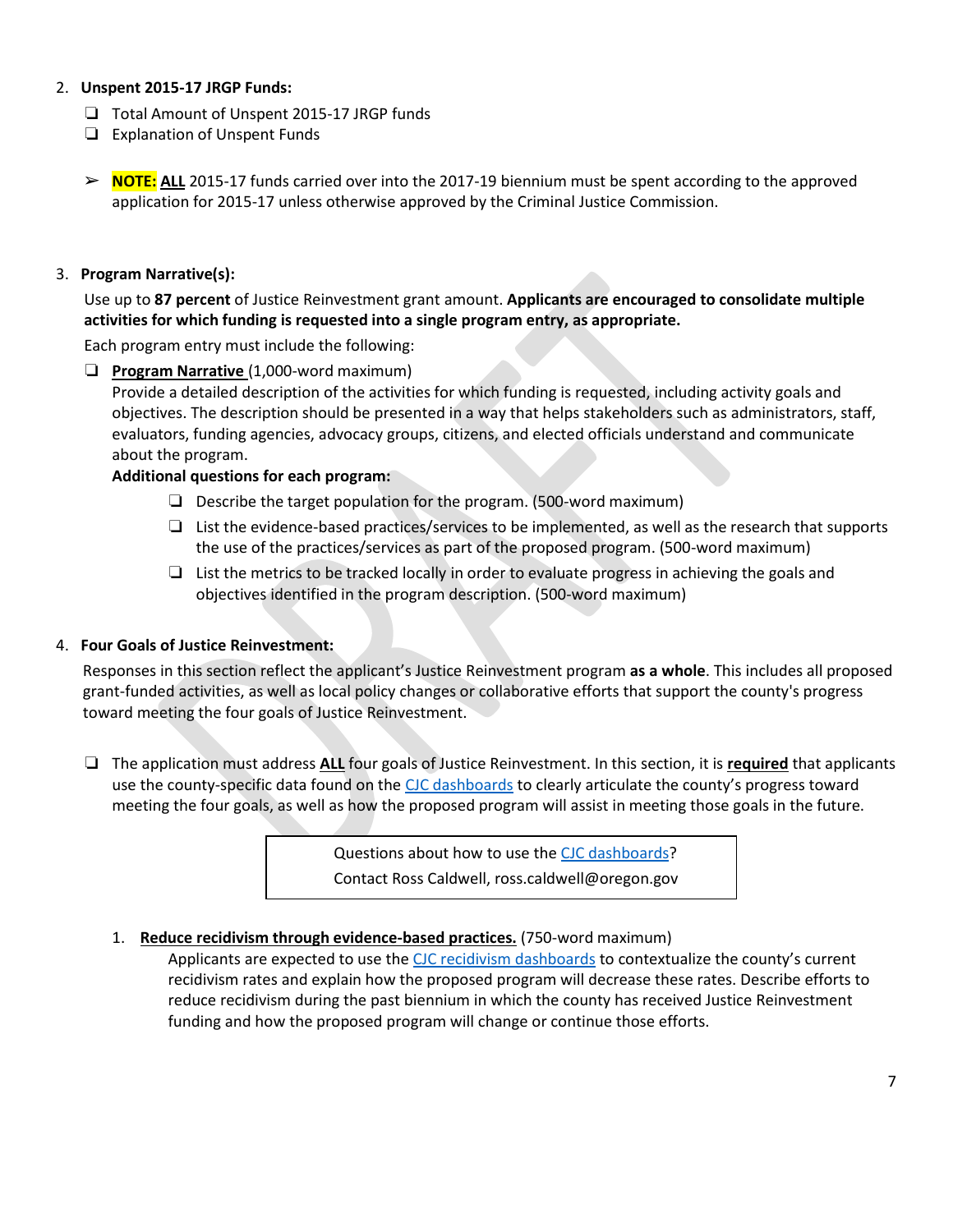2. **Unspent 2015-17 JRGP Funds:**
   - ❑ Total Amount of Unspent 2015-17 JRGP funds
   - ❑ Explanation of Unspent Funds

   ➢ **NOTE:** **ALL** 2015-17 funds carried over into the 2017-19 biennium must be spent according to the approved application for 2015-17 unless otherwise approved by the Criminal Justice Commission.

3. **Program Narrative(s):**

   Use up to **87 percent** of Justice Reinvestment grant amount. **Applicants are encouraged to consolidate multiple activities for which funding is requested into a single program entry, as appropriate.**

   Each program entry must include the following:

   - ❑ **Program Narrative** (1,000-word maximum)

     Provide a detailed description of the activities for which funding is requested, including activity goals and objectives. The description should be presented in a way that helps stakeholders such as administrators, staff, evaluators, funding agencies, advocacy groups, citizens, and elected officials understand and communicate about the program.

     **Additional questions for each program:**

     - ❑ Describe the target population for the program. (500-word maximum)
     - ❑ List the evidence-based practices/services to be implemented, as well as the research that supports the use of the practices/services as part of the proposed program. (500-word maximum)
     - ❑ List the metrics to be tracked locally in order to evaluate progress in achieving the goals and objectives identified in the program description. (500-word maximum)

4. **Four Goals of Justice Reinvestment:**

   Responses in this section reflect the applicant's Justice Reinvestment program **as a whole**. This includes all proposed grant-funded activities, as well as local policy changes or collaborative efforts that support the county's progress toward meeting the four goals of Justice Reinvestment.

   - ❑ The application must address **ALL** four goals of Justice Reinvestment. In this section, it is **required** that applicants use the county-specific data found on the CJC dashboards to clearly articulate the county's progress toward meeting the four goals, as well as how the proposed program will assist in meeting those goals in the future.

   > Questions about how to use the CJC dashboards?
   > Contact Ross Caldwell, ross.caldwell@oregon.gov

   1. **Reduce recidivism through evidence-based practices.** (750-word maximum)

      Applicants are expected to use the CJC recidivism dashboards to contextualize the county's current recidivism rates and explain how the proposed program will decrease these rates. Describe efforts to reduce recidivism during the past biennium in which the county has received Justice Reinvestment funding and how the proposed program will change or continue those efforts.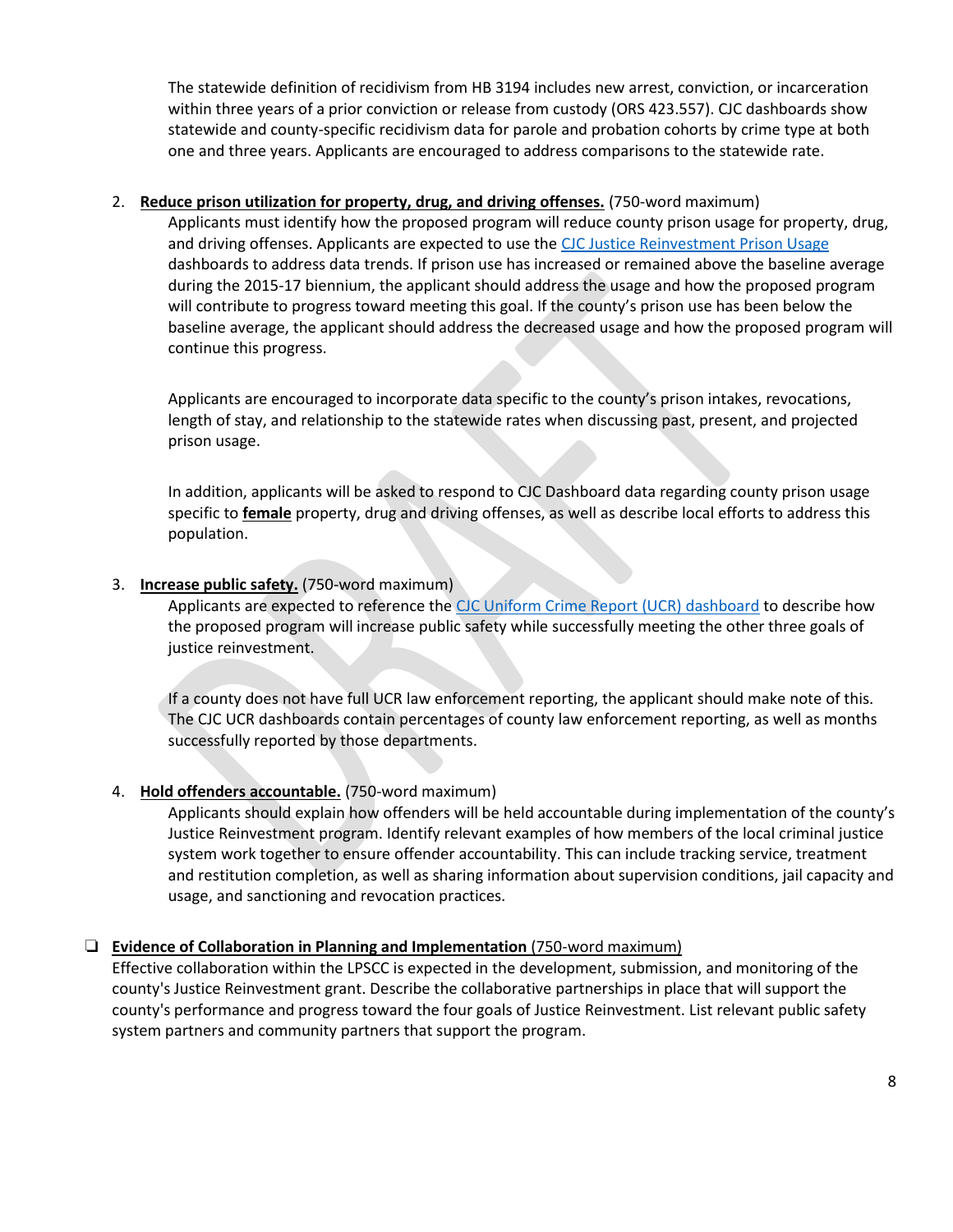The statewide definition of recidivism from HB 3194 includes new arrest, conviction, or incarceration within three years of a prior conviction or release from custody (ORS 423.557). CJC dashboards show statewide and county-specific recidivism data for parole and probation cohorts by crime type at both one and three years. Applicants are encouraged to address comparisons to the statewide rate.

2. **Reduce prison utilization for property, drug, and driving offenses.** (750-word maximum)

   Applicants must identify how the proposed program will reduce county prison usage for property, drug, and driving offenses. Applicants are expected to use the CJC Justice Reinvestment Prison Usage dashboards to address data trends. If prison use has increased or remained above the baseline average during the 2015-17 biennium, the applicant should address the usage and how the proposed program will contribute to progress toward meeting this goal. If the county's prison use has been below the baseline average, the applicant should address the decreased usage and how the proposed program will continue this progress.

   Applicants are encouraged to incorporate data specific to the county's prison intakes, revocations, length of stay, and relationship to the statewide rates when discussing past, present, and projected prison usage.

   In addition, applicants will be asked to respond to CJC Dashboard data regarding county prison usage specific to **female** property, drug and driving offenses, as well as describe local efforts to address this population.

3. **Increase public safety.** (750-word maximum)

   Applicants are expected to reference the CJC Uniform Crime Report (UCR) dashboard to describe how the proposed program will increase public safety while successfully meeting the other three goals of justice reinvestment.

   If a county does not have full UCR law enforcement reporting, the applicant should make note of this. The CJC UCR dashboards contain percentages of county law enforcement reporting, as well as months successfully reported by those departments.

4. **Hold offenders accountable.** (750-word maximum)

   Applicants should explain how offenders will be held accountable during implementation of the county's Justice Reinvestment program. Identify relevant examples of how members of the local criminal justice system work together to ensure offender accountability. This can include tracking service, treatment and restitution completion, as well as sharing information about supervision conditions, jail capacity and usage, and sanctioning and revocation practices.

- ❑ **Evidence of Collaboration in Planning and Implementation** (750-word maximum)

  Effective collaboration within the LPSCC is expected in the development, submission, and monitoring of the county's Justice Reinvestment grant. Describe the collaborative partnerships in place that will support the county's performance and progress toward the four goals of Justice Reinvestment. List relevant public safety system partners and community partners that support the program.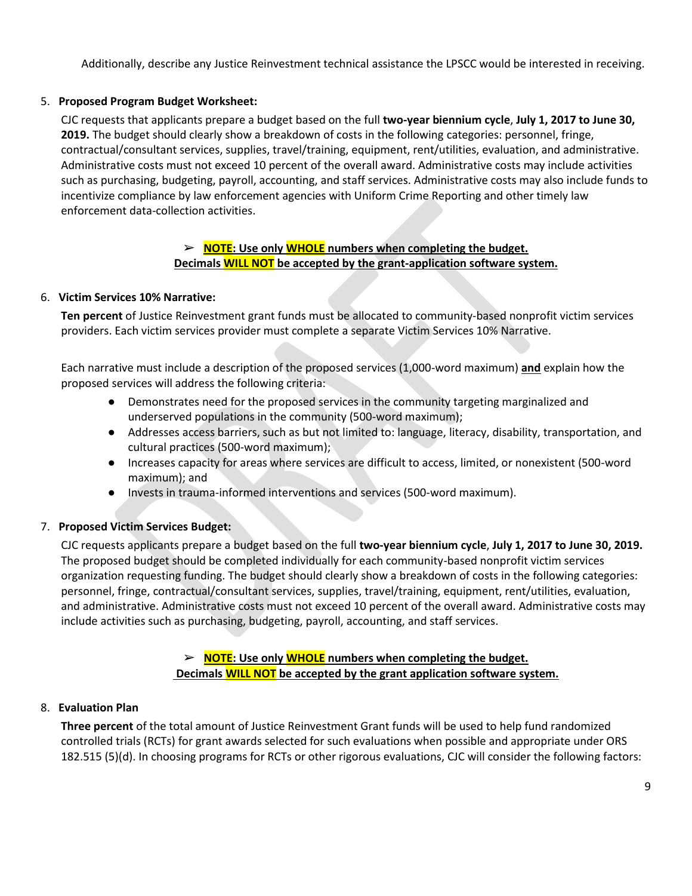Additionally, describe any Justice Reinvestment technical assistance the LPSCC would be interested in receiving.

5. **Proposed Program Budget Worksheet:**

   CJC requests that applicants prepare a budget based on the full **two-year biennium cycle**, **July 1, 2017 to June 30, 2019.** The budget should clearly show a breakdown of costs in the following categories: personnel, fringe, contractual/consultant services, supplies, travel/training, equipment, rent/utilities, evaluation, and administrative. Administrative costs must not exceed 10 percent of the overall award. Administrative costs may include activities such as purchasing, budgeting, payroll, accounting, and staff services. Administrative costs may also include funds to incentivize compliance by law enforcement agencies with Uniform Crime Reporting and other timely law enforcement data-collection activities.

   ➢ **NOTE: Use only WHOLE numbers when completing the budget.**
   **Decimals WILL NOT be accepted by the grant-application software system.**

6. **Victim Services 10% Narrative:**

   **Ten percent** of Justice Reinvestment grant funds must be allocated to community-based nonprofit victim services providers. Each victim services provider must complete a separate Victim Services 10% Narrative.

   Each narrative must include a description of the proposed services (1,000-word maximum) **and** explain how the proposed services will address the following criteria:

   - Demonstrates need for the proposed services in the community targeting marginalized and underserved populations in the community (500-word maximum);
   - Addresses access barriers, such as but not limited to: language, literacy, disability, transportation, and cultural practices (500-word maximum);
   - Increases capacity for areas where services are difficult to access, limited, or nonexistent (500-word maximum); and
   - Invests in trauma-informed interventions and services (500-word maximum).

7. **Proposed Victim Services Budget:**

   CJC requests applicants prepare a budget based on the full **two-year biennium cycle**, **July 1, 2017 to June 30, 2019.** The proposed budget should be completed individually for each community-based nonprofit victim services organization requesting funding. The budget should clearly show a breakdown of costs in the following categories: personnel, fringe, contractual/consultant services, supplies, travel/training, equipment, rent/utilities, evaluation, and administrative. Administrative costs must not exceed 10 percent of the overall award. Administrative costs may include activities such as purchasing, budgeting, payroll, accounting, and staff services.

   ➢ **NOTE: Use only WHOLE numbers when completing the budget.**
   **Decimals WILL NOT be accepted by the grant application software system.**

8. **Evaluation Plan**

   **Three percent** of the total amount of Justice Reinvestment Grant funds will be used to help fund randomized controlled trials (RCTs) for grant awards selected for such evaluations when possible and appropriate under ORS 182.515 (5)(d). In choosing programs for RCTs or other rigorous evaluations, CJC will consider the following factors: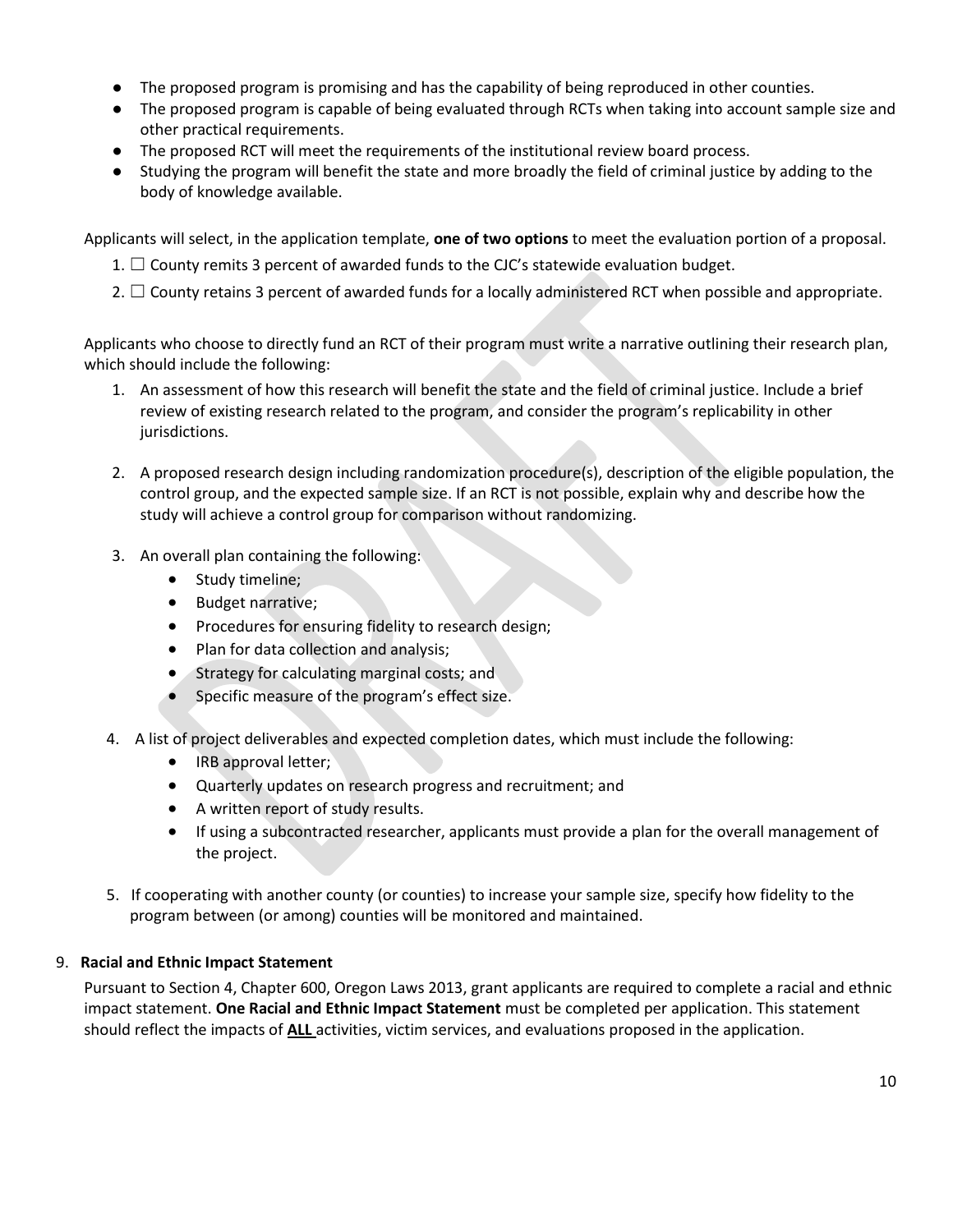- The proposed program is promising and has the capability of being reproduced in other counties.
- The proposed program is capable of being evaluated through RCTs when taking into account sample size and other practical requirements.
- The proposed RCT will meet the requirements of the institutional review board process.
- Studying the program will benefit the state and more broadly the field of criminal justice by adding to the body of knowledge available.

Applicants will select, in the application template, **one of two options** to meet the evaluation portion of a proposal.

1. ☐ County remits 3 percent of awarded funds to the CJC's statewide evaluation budget.
2. ☐ County retains 3 percent of awarded funds for a locally administered RCT when possible and appropriate.

Applicants who choose to directly fund an RCT of their program must write a narrative outlining their research plan, which should include the following:

1. An assessment of how this research will benefit the state and the field of criminal justice. Include a brief review of existing research related to the program, and consider the program's replicability in other jurisdictions.

2. A proposed research design including randomization procedure(s), description of the eligible population, the control group, and the expected sample size. If an RCT is not possible, explain why and describe how the study will achieve a control group for comparison without randomizing.

3. An overall plan containing the following:
   - Study timeline;
   - Budget narrative;
   - Procedures for ensuring fidelity to research design;
   - Plan for data collection and analysis;
   - Strategy for calculating marginal costs; and
   - Specific measure of the program's effect size.

4. A list of project deliverables and expected completion dates, which must include the following:
   - IRB approval letter;
   - Quarterly updates on research progress and recruitment; and
   - A written report of study results.
   - If using a subcontracted researcher, applicants must provide a plan for the overall management of the project.

5. If cooperating with another county (or counties) to increase your sample size, specify how fidelity to the program between (or among) counties will be monitored and maintained.

9. **Racial and Ethnic Impact Statement**

Pursuant to Section 4, Chapter 600, Oregon Laws 2013, grant applicants are required to complete a racial and ethnic impact statement. **One Racial and Ethnic Impact Statement** must be completed per application. This statement should reflect the impacts of **ALL** activities, victim services, and evaluations proposed in the application.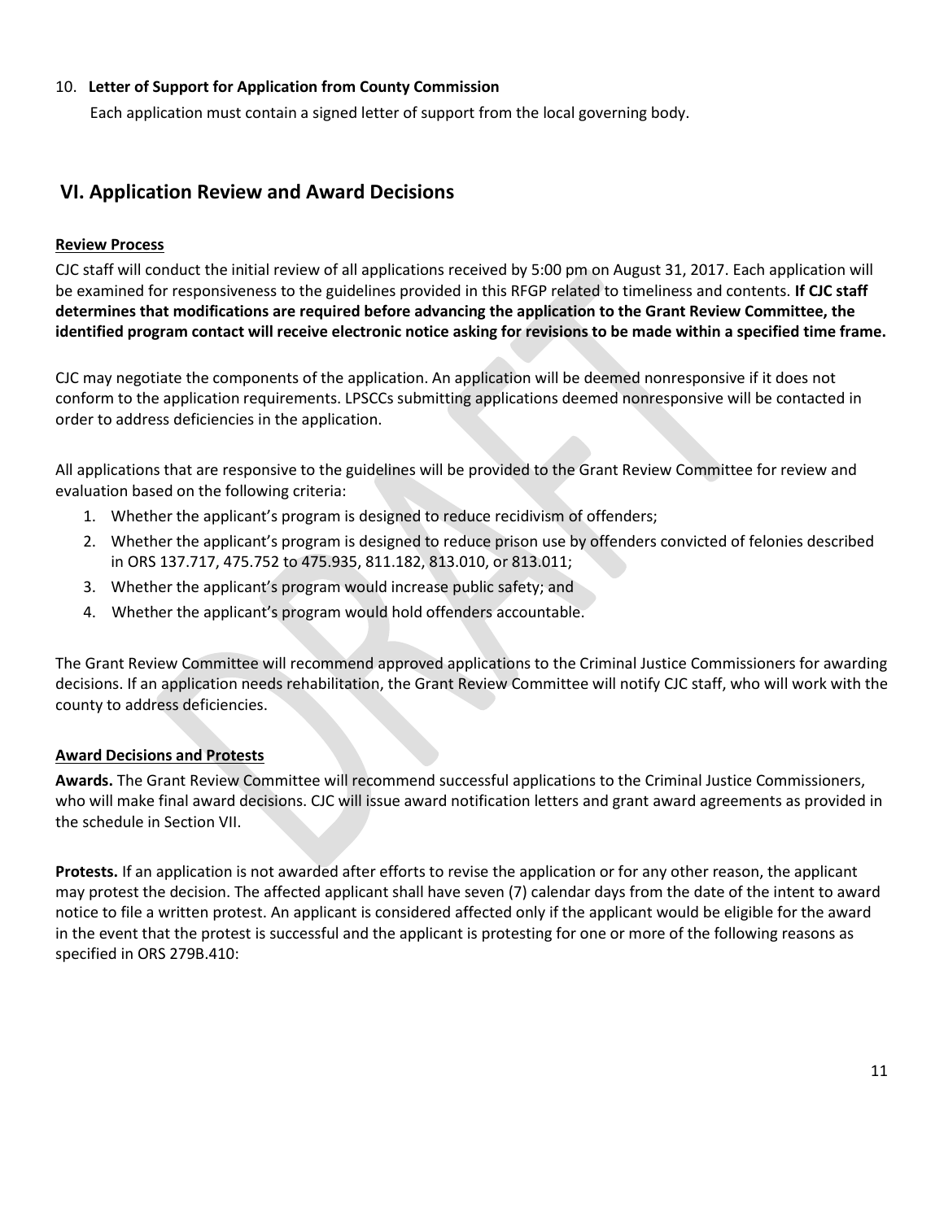10. **Letter of Support for Application from County Commission**

    Each application must contain a signed letter of support from the local governing body.

## VI. Application Review and Award Decisions

### Review Process

CJC staff will conduct the initial review of all applications received by 5:00 pm on August 31, 2017. Each application will be examined for responsiveness to the guidelines provided in this RFGP related to timeliness and contents. **If CJC staff determines that modifications are required before advancing the application to the Grant Review Committee, the identified program contact will receive electronic notice asking for revisions to be made within a specified time frame.**

CJC may negotiate the components of the application. An application will be deemed nonresponsive if it does not conform to the application requirements. LPSCCs submitting applications deemed nonresponsive will be contacted in order to address deficiencies in the application.

All applications that are responsive to the guidelines will be provided to the Grant Review Committee for review and evaluation based on the following criteria:

1. Whether the applicant's program is designed to reduce recidivism of offenders;
2. Whether the applicant's program is designed to reduce prison use by offenders convicted of felonies described in ORS 137.717, 475.752 to 475.935, 811.182, 813.010, or 813.011;
3. Whether the applicant's program would increase public safety; and
4. Whether the applicant's program would hold offenders accountable.

The Grant Review Committee will recommend approved applications to the Criminal Justice Commissioners for awarding decisions. If an application needs rehabilitation, the Grant Review Committee will notify CJC staff, who will work with the county to address deficiencies.

### Award Decisions and Protests

**Awards.** The Grant Review Committee will recommend successful applications to the Criminal Justice Commissioners, who will make final award decisions. CJC will issue award notification letters and grant award agreements as provided in the schedule in Section VII.

**Protests.** If an application is not awarded after efforts to revise the application or for any other reason, the applicant may protest the decision. The affected applicant shall have seven (7) calendar days from the date of the intent to award notice to file a written protest. An applicant is considered affected only if the applicant would be eligible for the award in the event that the protest is successful and the applicant is protesting for one or more of the following reasons as specified in ORS 279B.410: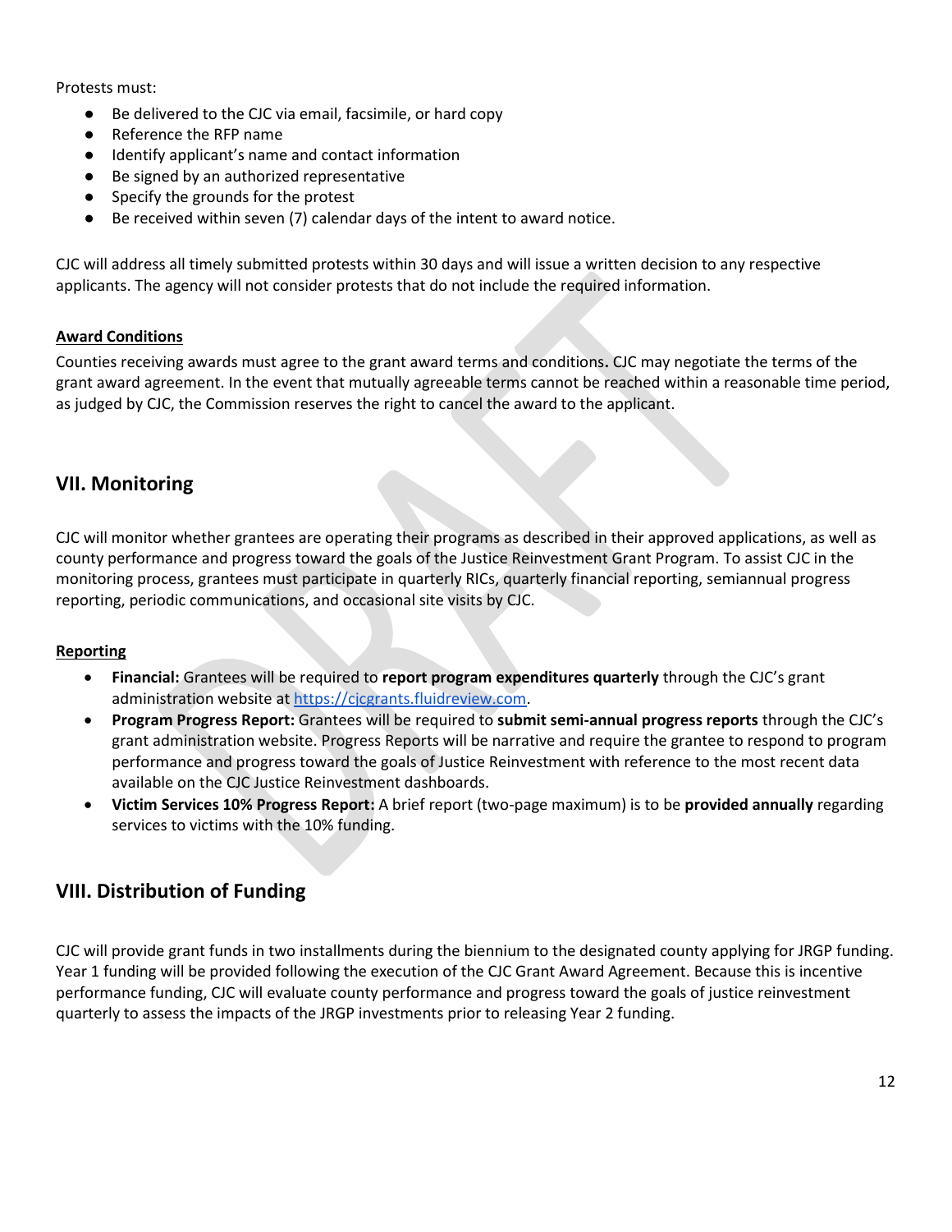Protests must:

- Be delivered to the CJC via email, facsimile, or hard copy
- Reference the RFP name
- Identify applicant's name and contact information
- Be signed by an authorized representative
- Specify the grounds for the protest
- Be received within seven (7) calendar days of the intent to award notice.

CJC will address all timely submitted protests within 30 days and will issue a written decision to any respective applicants. The agency will not consider protests that do not include the required information.

**Award Conditions**

Counties receiving awards must agree to the grant award terms and conditions**.** CJC may negotiate the terms of the grant award agreement. In the event that mutually agreeable terms cannot be reached within a reasonable time period, as judged by CJC, the Commission reserves the right to cancel the award to the applicant.

## VII. Monitoring

CJC will monitor whether grantees are operating their programs as described in their approved applications, as well as county performance and progress toward the goals of the Justice Reinvestment Grant Program. To assist CJC in the monitoring process, grantees must participate in quarterly RICs, quarterly financial reporting, semiannual progress reporting, periodic communications, and occasional site visits by CJC.

**Reporting**

- **Financial:** Grantees will be required to **report program expenditures quarterly** through the CJC's grant administration website at https://cjcgrants.fluidreview.com.
- **Program Progress Report:** Grantees will be required to **submit semi-annual progress reports** through the CJC's grant administration website. Progress Reports will be narrative and require the grantee to respond to program performance and progress toward the goals of Justice Reinvestment with reference to the most recent data available on the CJC Justice Reinvestment dashboards.
- **Victim Services 10% Progress Report:** A brief report (two-page maximum) is to be **provided annually** regarding services to victims with the 10% funding.

## VIII. Distribution of Funding

CJC will provide grant funds in two installments during the biennium to the designated county applying for JRGP funding. Year 1 funding will be provided following the execution of the CJC Grant Award Agreement. Because this is incentive performance funding, CJC will evaluate county performance and progress toward the goals of justice reinvestment quarterly to assess the impacts of the JRGP investments prior to releasing Year 2 funding.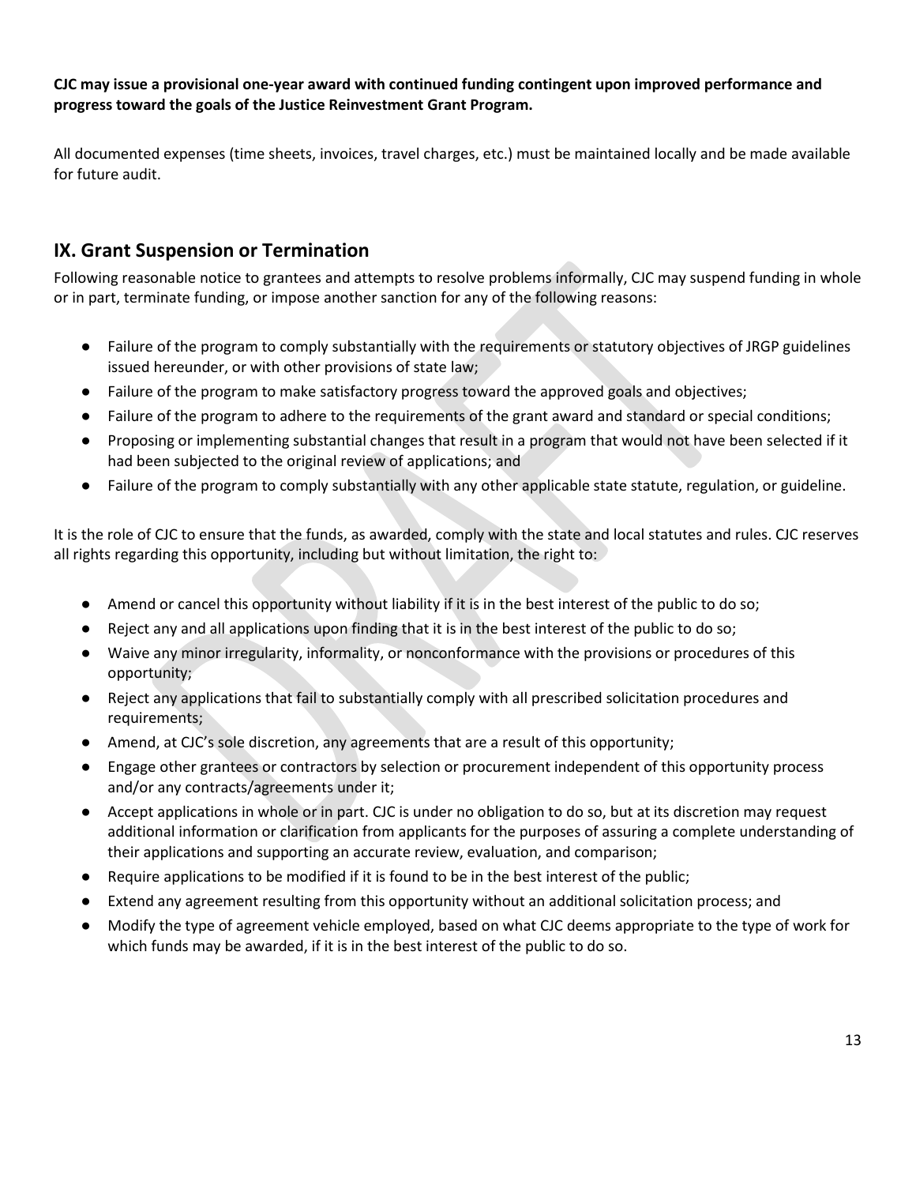**CJC may issue a provisional one-year award with continued funding contingent upon improved performance and progress toward the goals of the Justice Reinvestment Grant Program.**

All documented expenses (time sheets, invoices, travel charges, etc.) must be maintained locally and be made available for future audit.

## IX. Grant Suspension or Termination

Following reasonable notice to grantees and attempts to resolve problems informally, CJC may suspend funding in whole or in part, terminate funding, or impose another sanction for any of the following reasons:

- Failure of the program to comply substantially with the requirements or statutory objectives of JRGP guidelines issued hereunder, or with other provisions of state law;
- Failure of the program to make satisfactory progress toward the approved goals and objectives;
- Failure of the program to adhere to the requirements of the grant award and standard or special conditions;
- Proposing or implementing substantial changes that result in a program that would not have been selected if it had been subjected to the original review of applications; and
- Failure of the program to comply substantially with any other applicable state statute, regulation, or guideline.

It is the role of CJC to ensure that the funds, as awarded, comply with the state and local statutes and rules. CJC reserves all rights regarding this opportunity, including but without limitation, the right to:

- Amend or cancel this opportunity without liability if it is in the best interest of the public to do so;
- Reject any and all applications upon finding that it is in the best interest of the public to do so;
- Waive any minor irregularity, informality, or nonconformance with the provisions or procedures of this opportunity;
- Reject any applications that fail to substantially comply with all prescribed solicitation procedures and requirements;
- Amend, at CJC's sole discretion, any agreements that are a result of this opportunity;
- Engage other grantees or contractors by selection or procurement independent of this opportunity process and/or any contracts/agreements under it;
- Accept applications in whole or in part. CJC is under no obligation to do so, but at its discretion may request additional information or clarification from applicants for the purposes of assuring a complete understanding of their applications and supporting an accurate review, evaluation, and comparison;
- Require applications to be modified if it is found to be in the best interest of the public;
- Extend any agreement resulting from this opportunity without an additional solicitation process; and
- Modify the type of agreement vehicle employed, based on what CJC deems appropriate to the type of work for which funds may be awarded, if it is in the best interest of the public to do so.